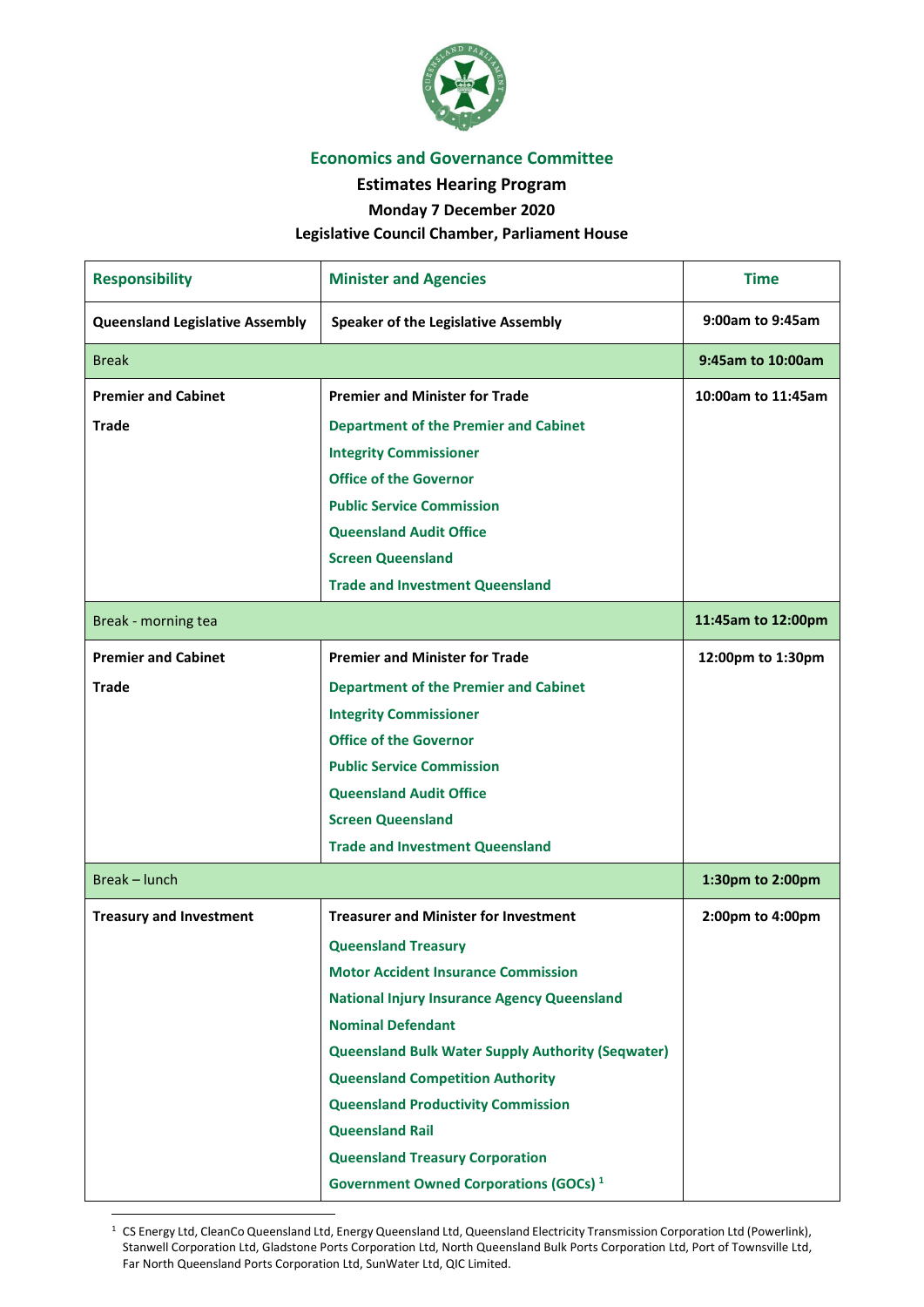## Economics and Governance Committee

### Estimates Hearing Program

### Monday 7 December 2020

### Legislative Council Chamber, Parliament House

| Responsibility | Minister and Agencies | Time |
|---|---|---|
| **Queensland Legislative Assembly** | **Speaker of the Legislative Assembly** | **9:00am to 9:45am** |
| Break | | **9:45am to 10:00am** |
| **Premier and Cabinet**<br>**Trade** | **Premier and Minister for Trade**<br>**Department of the Premier and Cabinet**<br>**Integrity Commissioner**<br>**Office of the Governor**<br>**Public Service Commission**<br>**Queensland Audit Office**<br>**Screen Queensland**<br>**Trade and Investment Queensland** | **10:00am to 11:45am** |
| Break - morning tea | | **11:45am to 12:00pm** |
| **Premier and Cabinet**<br>**Trade** | **Premier and Minister for Trade**<br>**Department of the Premier and Cabinet**<br>**Integrity Commissioner**<br>**Office of the Governor**<br>**Public Service Commission**<br>**Queensland Audit Office**<br>**Screen Queensland**<br>**Trade and Investment Queensland** | **12:00pm to 1:30pm** |
| Break – lunch | | **1:30pm to 2:00pm** |
| **Treasury and Investment** | **Treasurer and Minister for Investment**<br>**Queensland Treasury**<br>**Motor Accident Insurance Commission**<br>**National Injury Insurance Agency Queensland**<br>**Nominal Defendant**<br>**Queensland Bulk Water Supply Authority (Seqwater)**<br>**Queensland Competition Authority**<br>**Queensland Productivity Commission**<br>**Queensland Rail**<br>**Queensland Treasury Corporation**<br>**Government Owned Corporations (GOCs)** [1] | **2:00pm to 4:00pm** |

[1] CS Energy Ltd, CleanCo Queensland Ltd, Energy Queensland Ltd, Queensland Electricity Transmission Corporation Ltd (Powerlink), Stanwell Corporation Ltd, Gladstone Ports Corporation Ltd, North Queensland Bulk Ports Corporation Ltd, Port of Townsville Ltd, Far North Queensland Ports Corporation Ltd, SunWater Ltd, QIC Limited.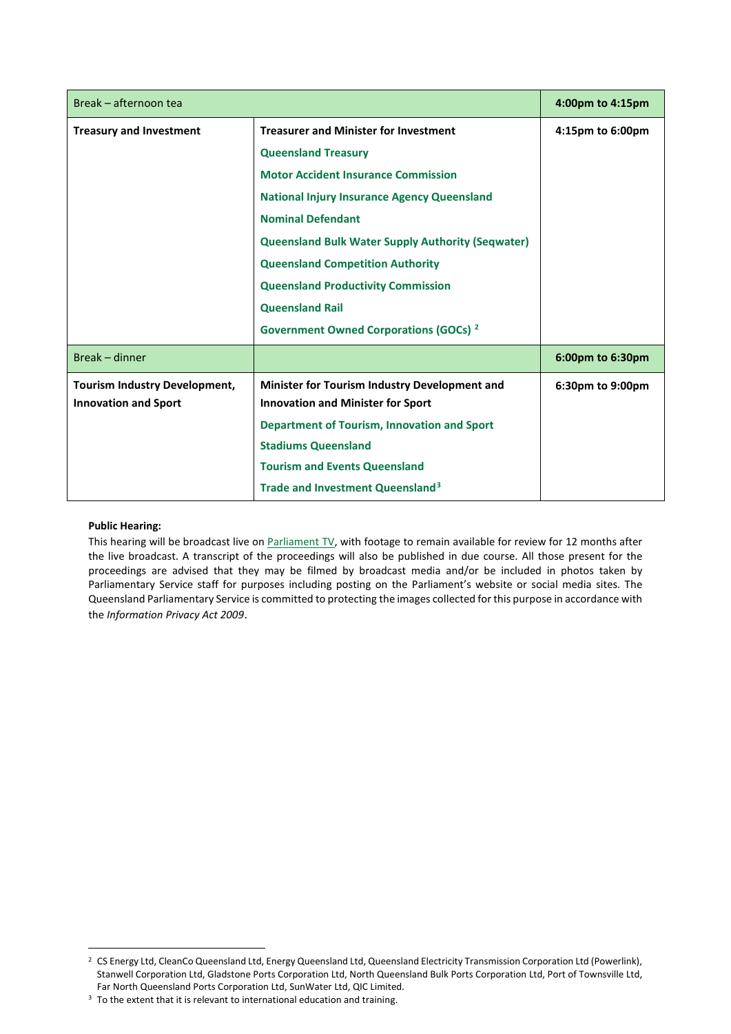| | | |
|---|---|---|
| Break – afternoon tea | | **4:00pm to 4:15pm** |
| **Treasury and Investment** | **Treasurer and Minister for Investment**<br>**Queensland Treasury**<br>**Motor Accident Insurance Commission**<br>**National Injury Insurance Agency Queensland**<br>**Nominal Defendant**<br>**Queensland Bulk Water Supply Authority (Seqwater)**<br>**Queensland Competition Authority**<br>**Queensland Productivity Commission**<br>**Queensland Rail**<br>**Government Owned Corporations (GOCs)** [2] | **4:15pm to 6:00pm** |
| Break – dinner | | **6:00pm to 6:30pm** |
| **Tourism Industry Development, Innovation and Sport** | **Minister for Tourism Industry Development and Innovation and Minister for Sport**<br>**Department of Tourism, Innovation and Sport**<br>**Stadiums Queensland**<br>**Tourism and Events Queensland**<br>**Trade and Investment Queensland**[3] | **6:30pm to 9:00pm** |

**Public Hearing:**

This hearing will be broadcast live on Parliament TV, with footage to remain available for review for 12 months after the live broadcast. A transcript of the proceedings will also be published in due course. All those present for the proceedings are advised that they may be filmed by broadcast media and/or be included in photos taken by Parliamentary Service staff for purposes including posting on the Parliament's website or social media sites. The Queensland Parliamentary Service is committed to protecting the images collected for this purpose in accordance with the *Information Privacy Act 2009*.

---

[2] CS Energy Ltd, CleanCo Queensland Ltd, Energy Queensland Ltd, Queensland Electricity Transmission Corporation Ltd (Powerlink), Stanwell Corporation Ltd, Gladstone Ports Corporation Ltd, North Queensland Bulk Ports Corporation Ltd, Port of Townsville Ltd, Far North Queensland Ports Corporation Ltd, SunWater Ltd, QIC Limited.

[3] To the extent that it is relevant to international education and training.